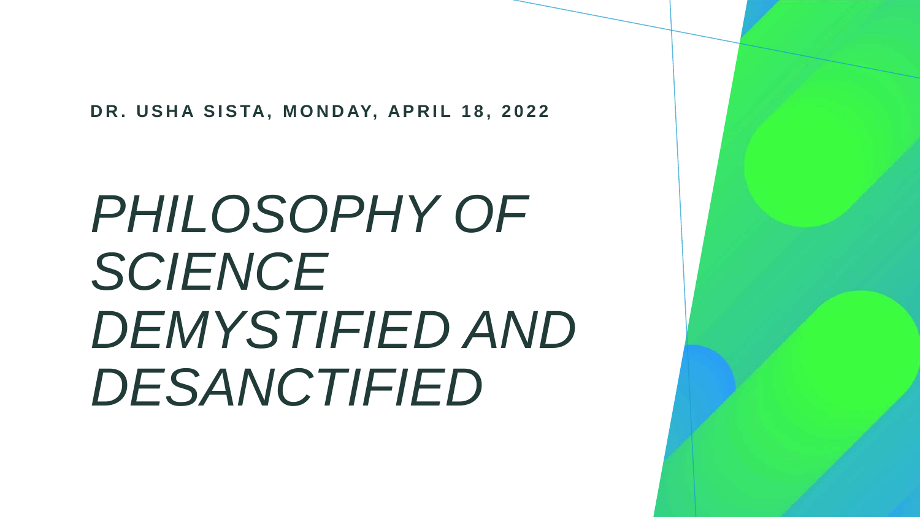**DR. USHA SISTA, MONDAY, APRIL 18, 2022**

# *PHILOSOPHY OF SCIENCE DEMYSTIFIED AND DESANCTIFIED*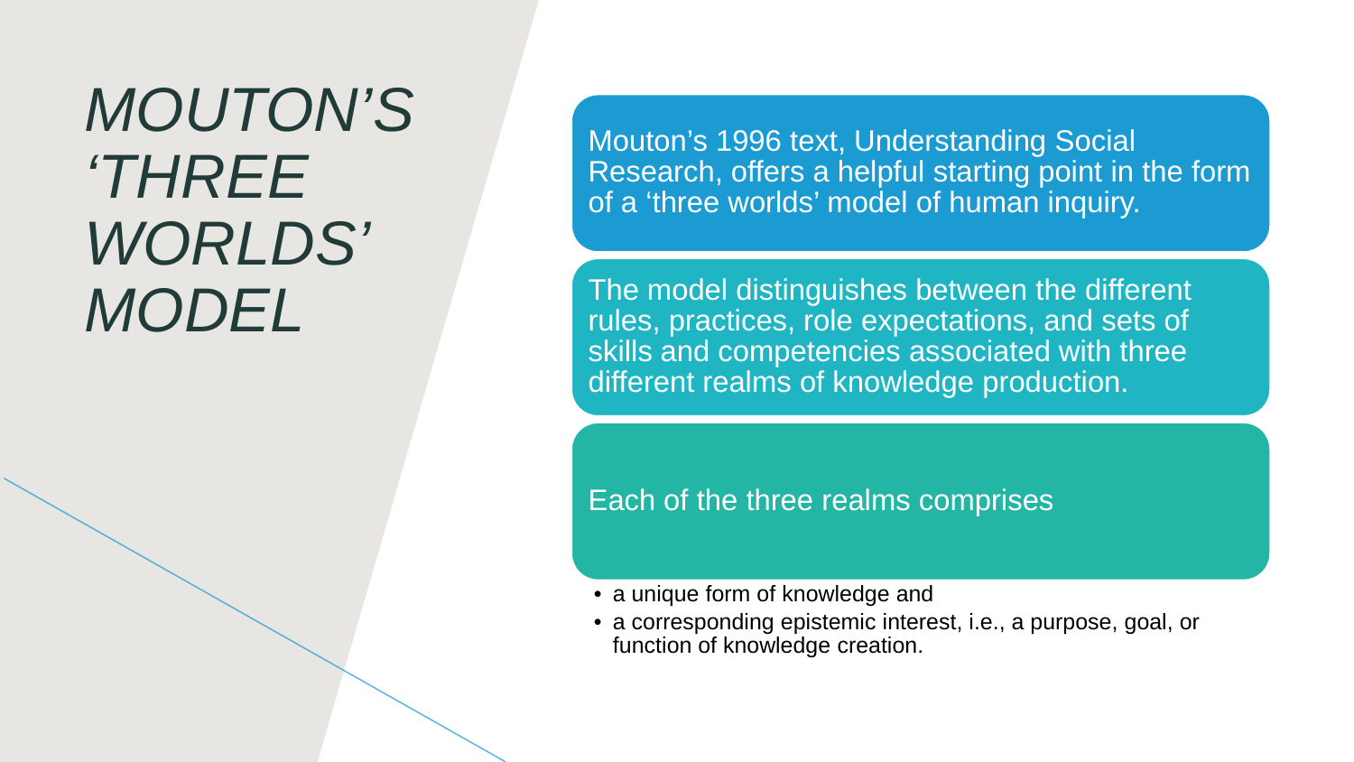# *MOUTON'S 'THREE WORLDS' MODEL*

Mouton's 1996 text, Understanding Social Research, offers a helpful starting point in the form of a 'three worlds' model of human inquiry.

The model distinguishes between the different rules, practices, role expectations, and sets of skills and competencies associated with three different realms of knowledge production.

Each of the three realms comprises

- a unique form of knowledge and
- a corresponding epistemic interest, i.e., a purpose, goal, or function of knowledge creation.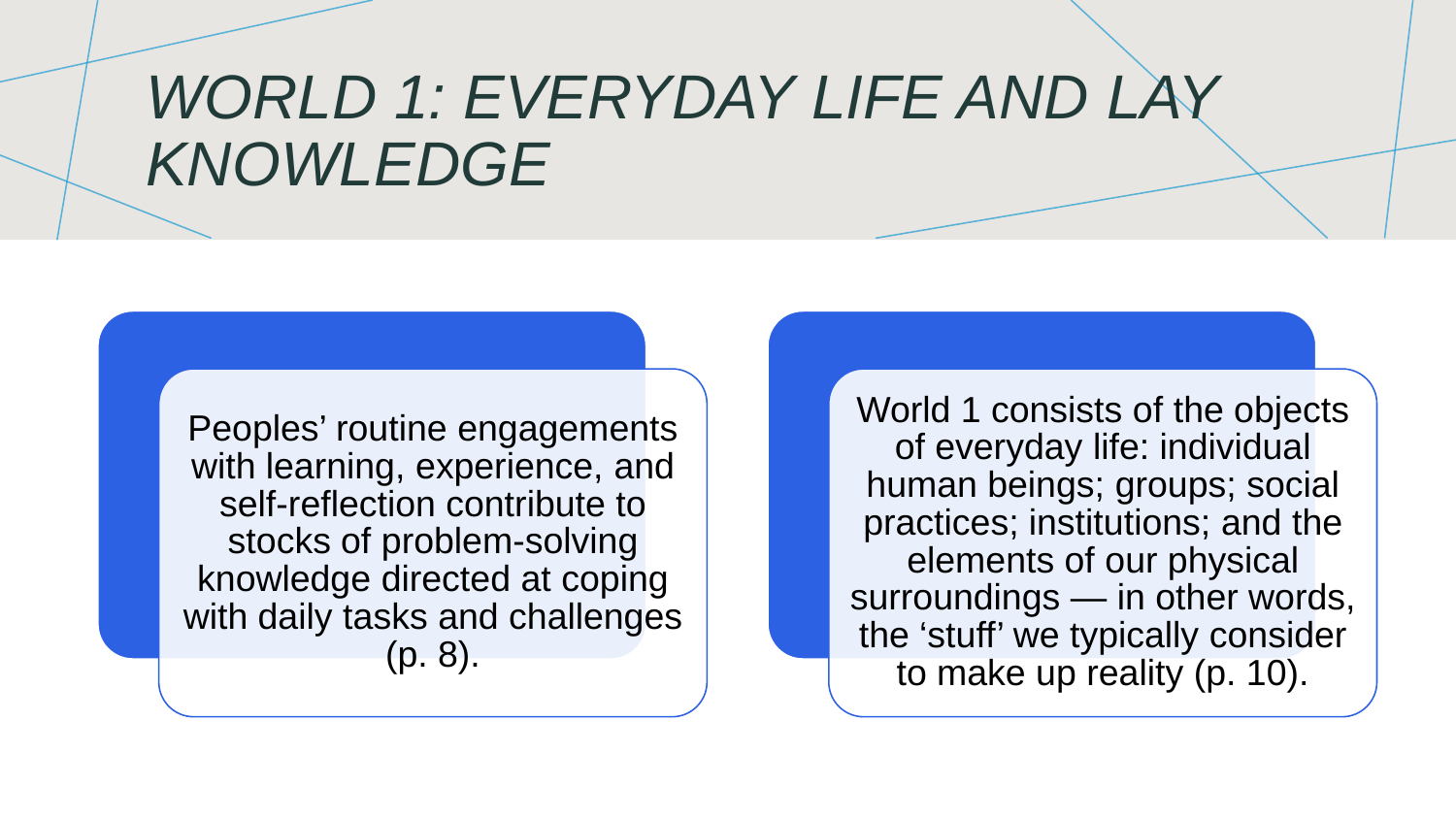# *WORLD 1: EVERYDAY LIFE AND LAY KNOWLEDGE*

Peoples' routine engagements with learning, experience, and self-reflection contribute to stocks of problem-solving knowledge directed at coping with daily tasks and challenges (p. 8).

World 1 consists of the objects of everyday life: individual human beings; groups; social practices; institutions; and the elements of our physical surroundings — in other words, the 'stuff' we typically consider to make up reality (p. 10).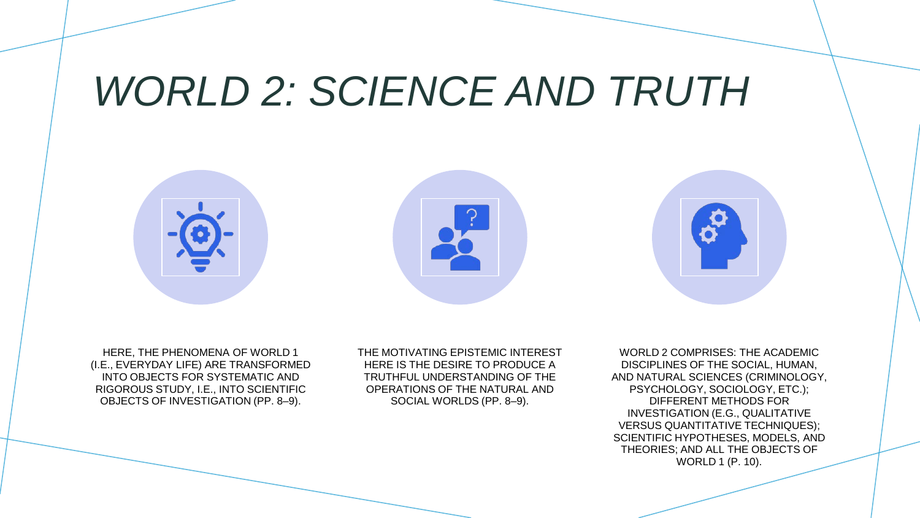# *WORLD 2: SCIENCE AND TRUTH*

HERE, THE PHENOMENA OF WORLD 1 (I.E., EVERYDAY LIFE) ARE TRANSFORMED INTO OBJECTS FOR SYSTEMATIC AND RIGOROUS STUDY, I.E., INTO SCIENTIFIC OBJECTS OF INVESTIGATION (PP. 8–9).

THE MOTIVATING EPISTEMIC INTEREST HERE IS THE DESIRE TO PRODUCE A TRUTHFUL UNDERSTANDING OF THE OPERATIONS OF THE NATURAL AND SOCIAL WORLDS (PP. 8–9).

WORLD 2 COMPRISES: THE ACADEMIC DISCIPLINES OF THE SOCIAL, HUMAN, AND NATURAL SCIENCES (CRIMINOLOGY, PSYCHOLOGY, SOCIOLOGY, ETC.); DIFFERENT METHODS FOR INVESTIGATION (E.G., QUALITATIVE VERSUS QUANTITATIVE TECHNIQUES); SCIENTIFIC HYPOTHESES, MODELS, AND THEORIES; AND ALL THE OBJECTS OF WORLD 1 (P. 10).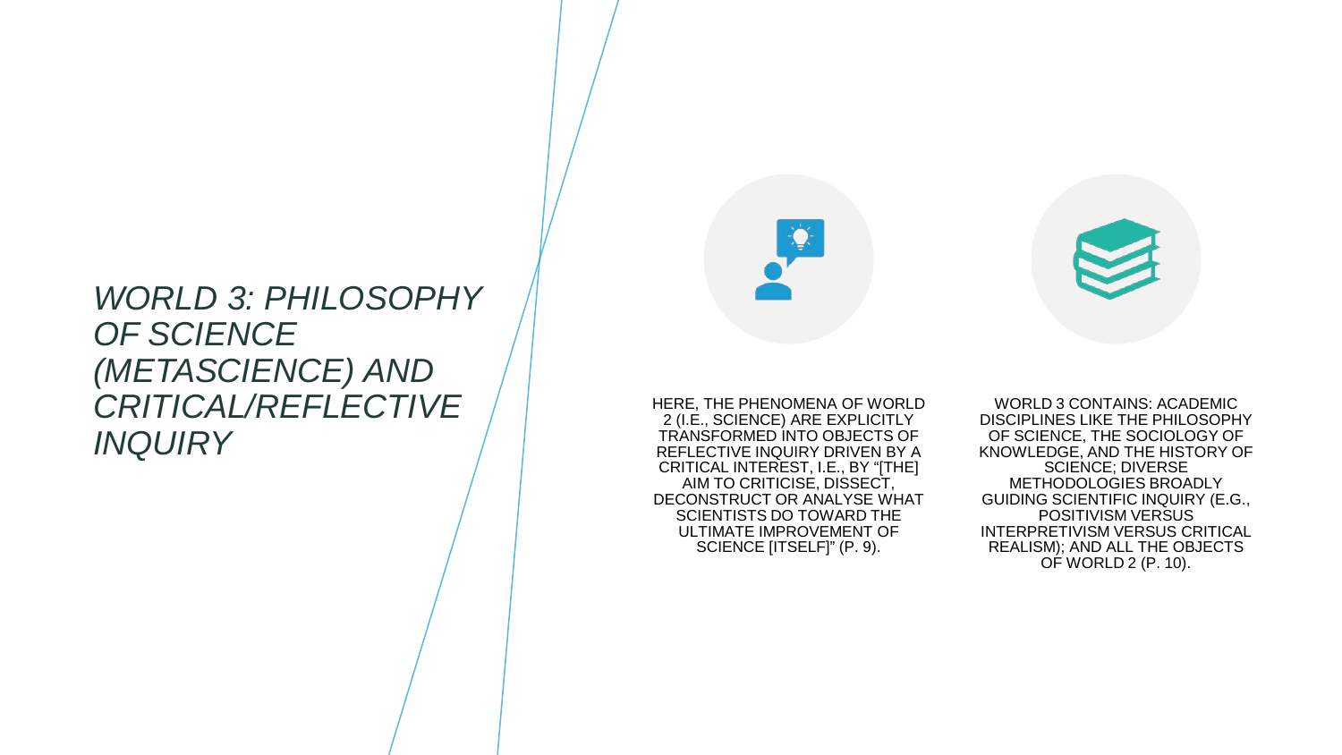# *WORLD 3: PHILOSOPHY OF SCIENCE (METASCIENCE) AND CRITICAL/REFLECTIVE INQUIRY*

HERE, THE PHENOMENA OF WORLD 2 (I.E., SCIENCE) ARE EXPLICITLY TRANSFORMED INTO OBJECTS OF REFLECTIVE INQUIRY DRIVEN BY A CRITICAL INTEREST, I.E., BY "[THE] AIM TO CRITICISE, DISSECT, DECONSTRUCT OR ANALYSE WHAT SCIENTISTS DO TOWARD THE ULTIMATE IMPROVEMENT OF SCIENCE [ITSELF]" (P. 9).

WORLD 3 CONTAINS: ACADEMIC DISCIPLINES LIKE THE PHILOSOPHY OF SCIENCE, THE SOCIOLOGY OF KNOWLEDGE, AND THE HISTORY OF SCIENCE; DIVERSE METHODOLOGIES BROADLY GUIDING SCIENTIFIC INQUIRY (E.G., POSITIVISM VERSUS INTERPRETIVISM VERSUS CRITICAL REALISM); AND ALL THE OBJECTS OF WORLD 2 (P. 10).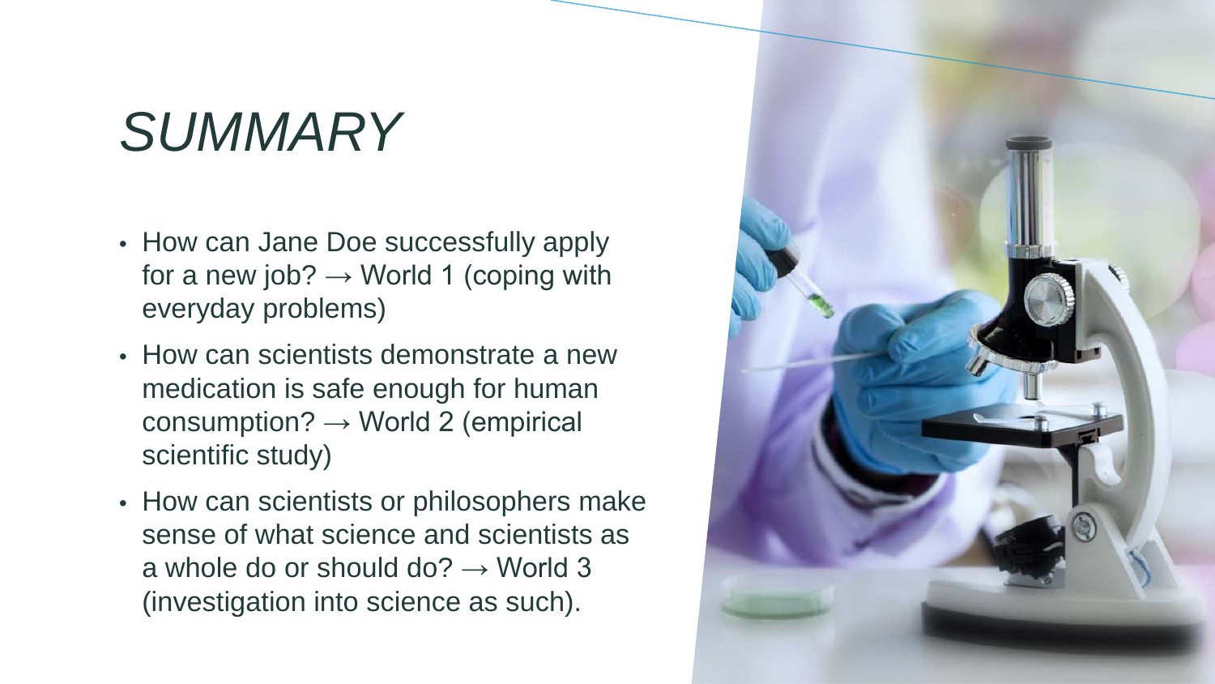# *SUMMARY*

- How can Jane Doe successfully apply for a new job? → World 1 (coping with everyday problems)
- How can scientists demonstrate a new medication is safe enough for human consumption? → World 2 (empirical scientific study)
- How can scientists or philosophers make sense of what science and scientists as a whole do or should do? → World 3 (investigation into science as such).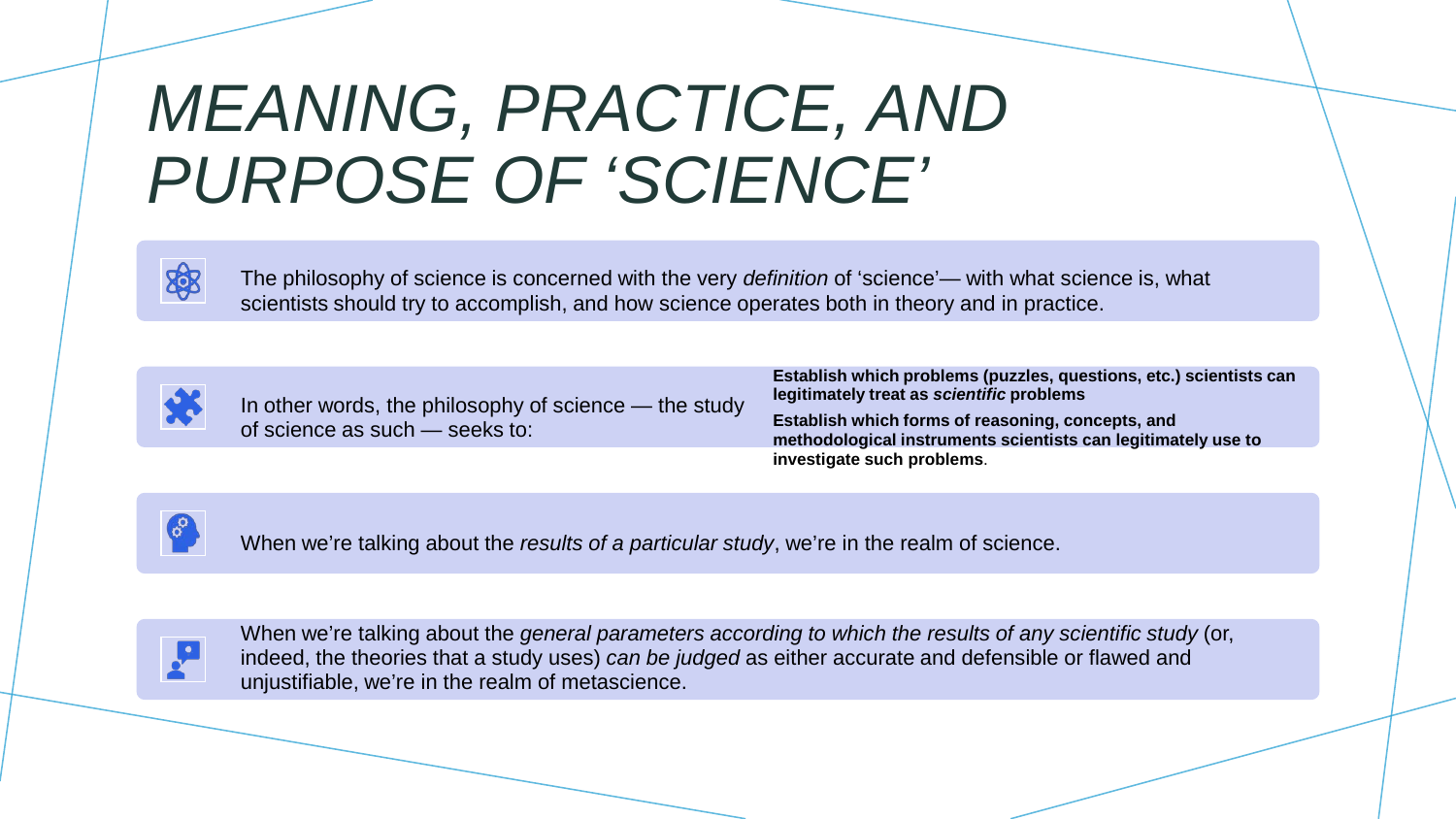# *MEANING, PRACTICE, AND PURPOSE OF 'SCIENCE'*

The philosophy of science is concerned with the very *definition* of 'science'— with what science is, what scientists should try to accomplish, and how science operates both in theory and in practice.

In other words, the philosophy of science — the study of science as such — seeks to:

- **Establish which problems (puzzles, questions, etc.) scientists can legitimately treat as *scientific* problems**
- **Establish which forms of reasoning, concepts, and methodological instruments scientists can legitimately use to investigate such problems**.

When we're talking about the *results of a particular study*, we're in the realm of science.

When we're talking about the *general parameters according to which the results of any scientific study* (or, indeed, the theories that a study uses) *can be judged* as either accurate and defensible or flawed and unjustifiable, we're in the realm of metascience.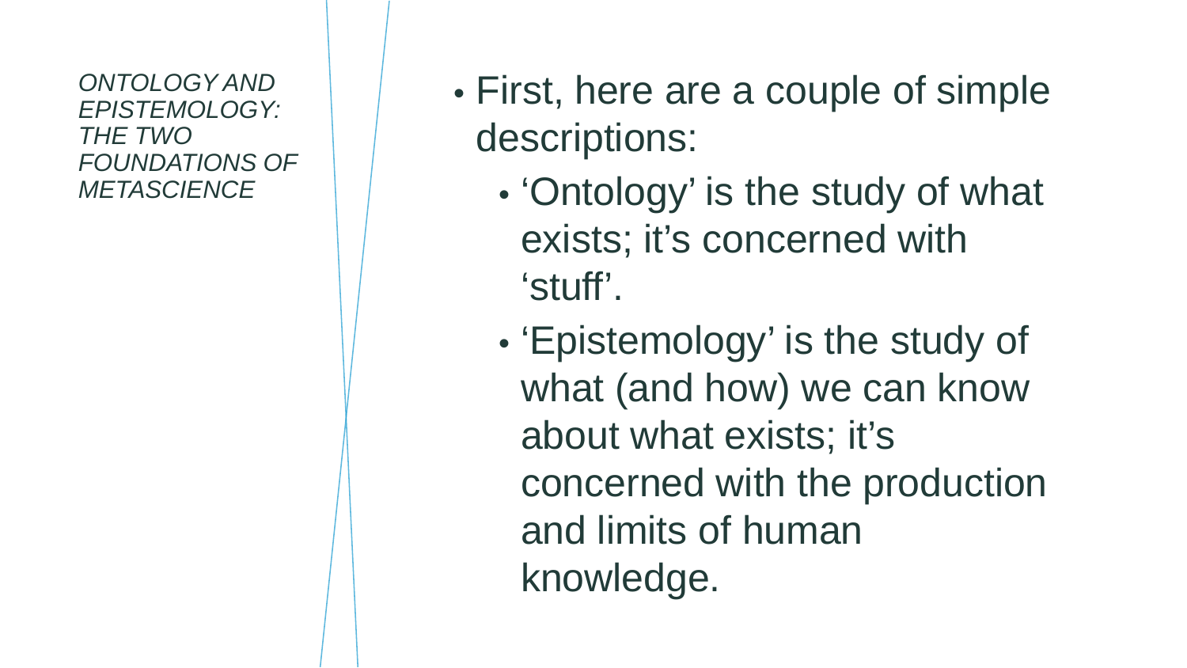*ONTOLOGY AND EPISTEMOLOGY: THE TWO FOUNDATIONS OF METASCIENCE*

- First, here are a couple of simple descriptions:
  - 'Ontology' is the study of what exists; it's concerned with 'stuff'.
  - 'Epistemology' is the study of what (and how) we can know about what exists; it's concerned with the production and limits of human knowledge.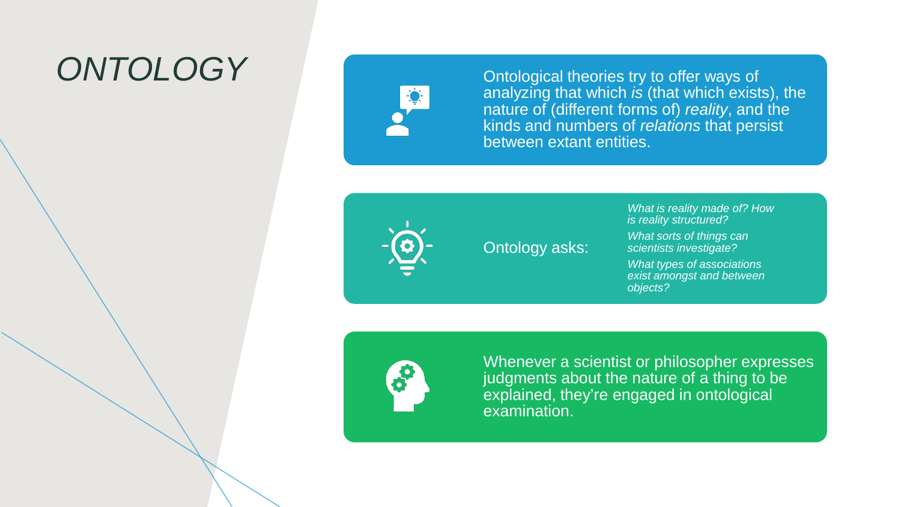# *ONTOLOGY*

Ontological theories try to offer ways of analyzing that which *is* (that which exists), the nature of (different forms of) *reality*, and the kinds and numbers of *relations* that persist between extant entities.

Ontology asks:

- *What is reality made of? How is reality structured?*
- *What sorts of things can scientists investigate?*
- *What types of associations exist amongst and between objects?*

Whenever a scientist or philosopher expresses judgments about the nature of a thing to be explained, they're engaged in ontological examination.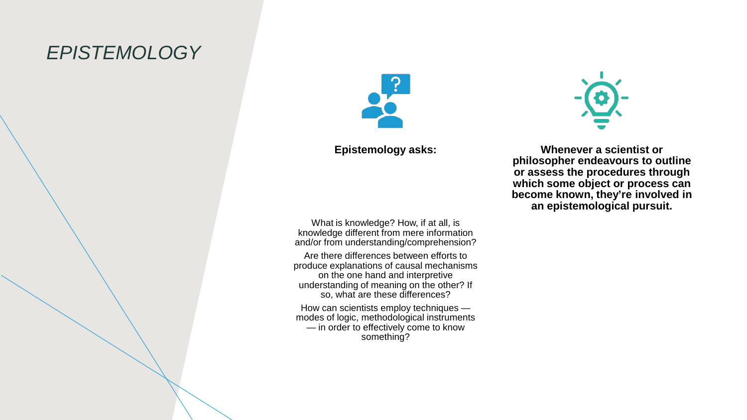# *EPISTEMOLOGY*

**Epistemology asks:**

What is knowledge? How, if at all, is knowledge different from mere information and/or from understanding/comprehension?

Are there differences between efforts to produce explanations of causal mechanisms on the one hand and interpretive understanding of meaning on the other? If so, what are these differences?

How can scientists employ techniques — modes of logic, methodological instruments — in order to effectively come to know something?

**Whenever a scientist or philosopher endeavours to outline or assess the procedures through which some object or process can become known, they're involved in an epistemological pursuit.**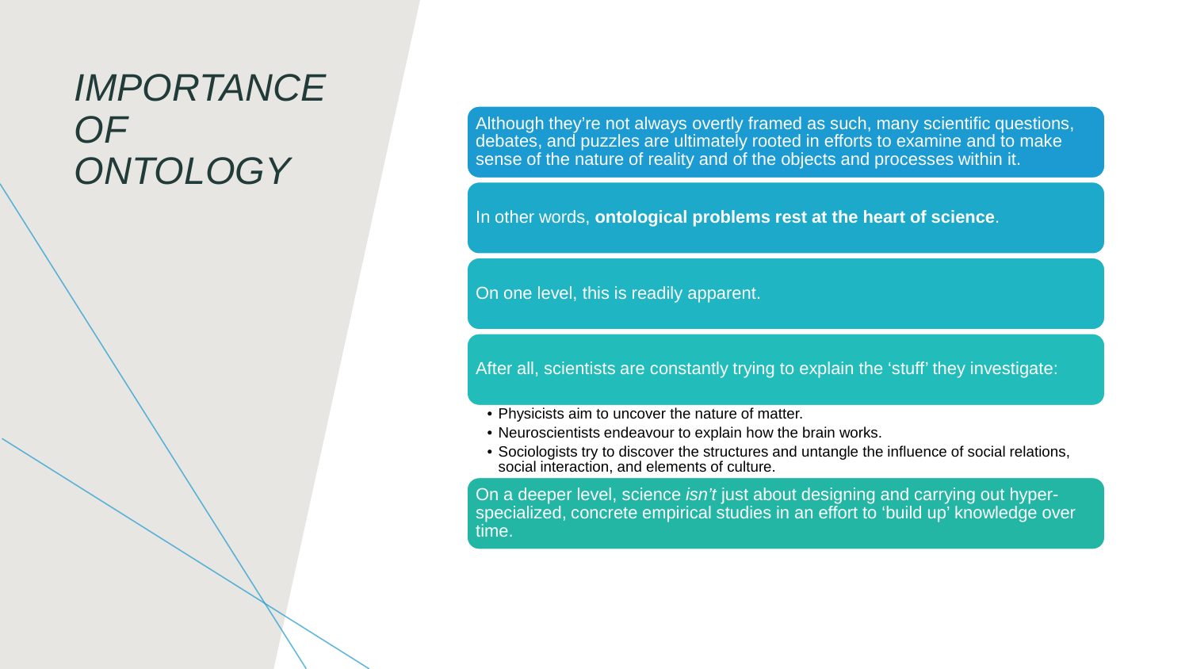# *IMPORTANCE OF ONTOLOGY*

Although they're not always overtly framed as such, many scientific questions, debates, and puzzles are ultimately rooted in efforts to examine and to make sense of the nature of reality and of the objects and processes within it.

In other words, **ontological problems rest at the heart of science**.

On one level, this is readily apparent.

After all, scientists are constantly trying to explain the 'stuff' they investigate:

- Physicists aim to uncover the nature of matter.
- Neuroscientists endeavour to explain how the brain works.
- Sociologists try to discover the structures and untangle the influence of social relations, social interaction, and elements of culture.

On a deeper level, science *isn't* just about designing and carrying out hyper-specialized, concrete empirical studies in an effort to 'build up' knowledge over time.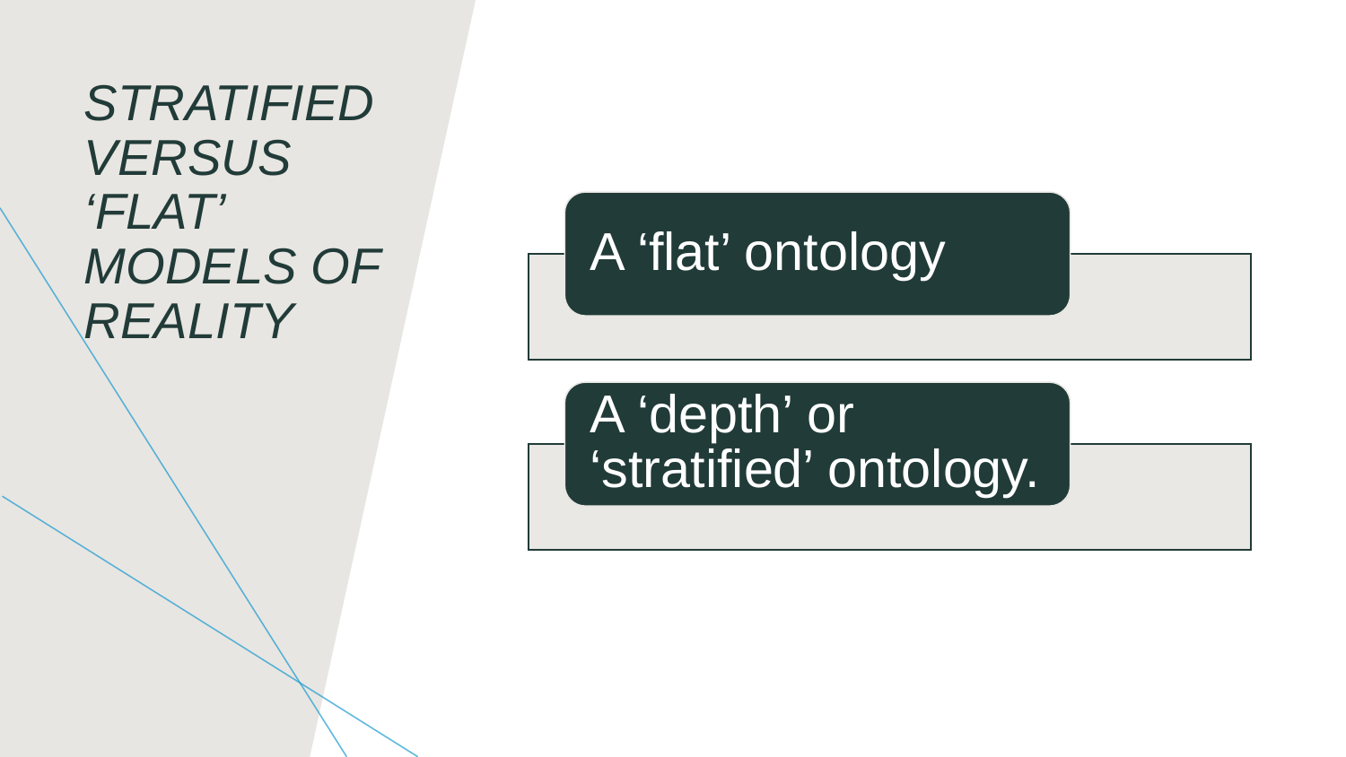# *STRATIFIED VERSUS ‘FLAT’ MODELS OF REALITY*

- A ‘flat’ ontology
- A ‘depth’ or ‘stratified’ ontology.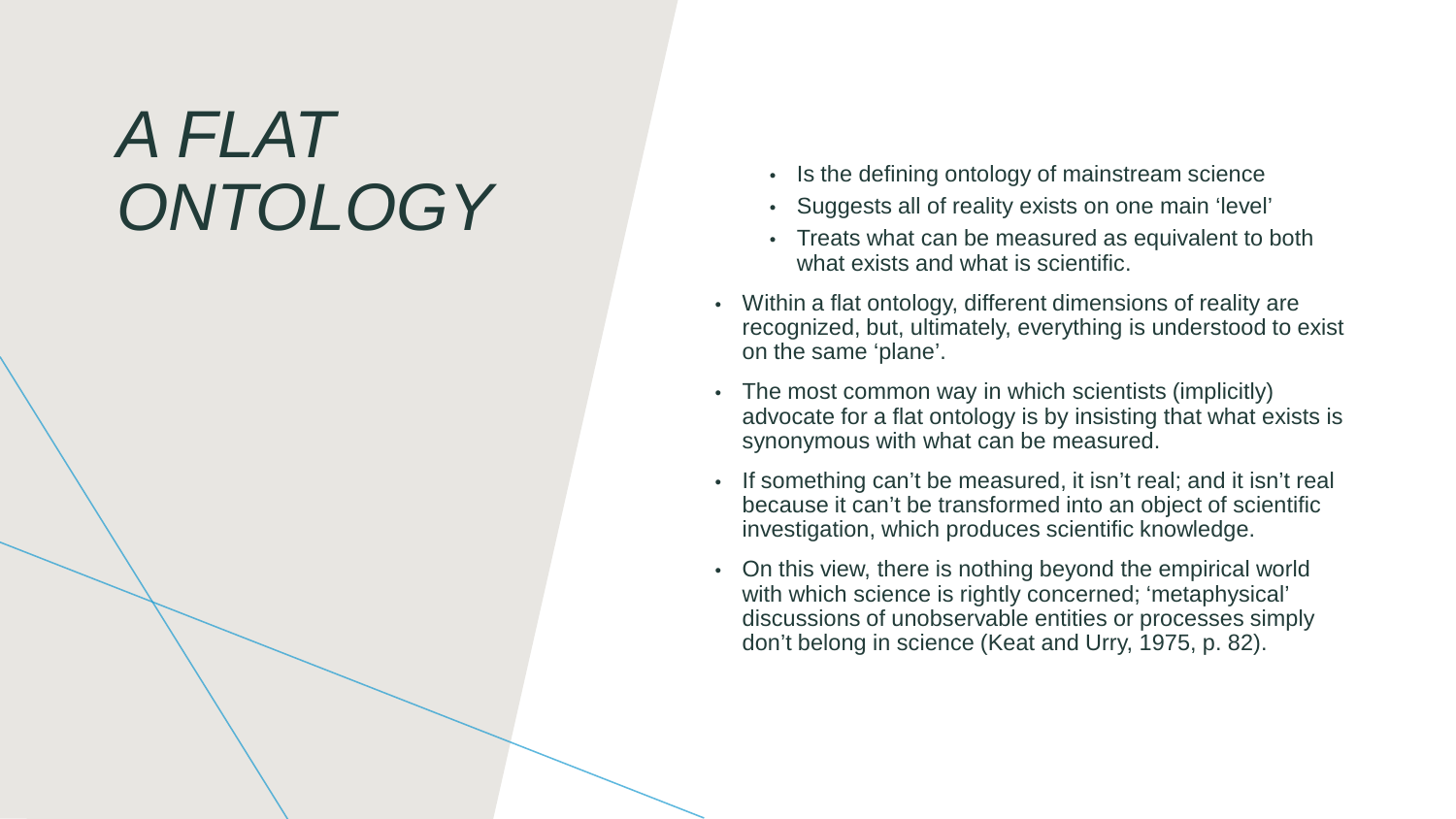# A FLAT ONTOLOGY

- Is the defining ontology of mainstream science
- Suggests all of reality exists on one main 'level'
- Treats what can be measured as equivalent to both what exists and what is scientific.

- Within a flat ontology, different dimensions of reality are recognized, but, ultimately, everything is understood to exist on the same 'plane'.
- The most common way in which scientists (implicitly) advocate for a flat ontology is by insisting that what exists is synonymous with what can be measured.
- If something can't be measured, it isn't real; and it isn't real because it can't be transformed into an object of scientific investigation, which produces scientific knowledge.
- On this view, there is nothing beyond the empirical world with which science is rightly concerned; 'metaphysical' discussions of unobservable entities or processes simply don't belong in science (Keat and Urry, 1975, p. 82).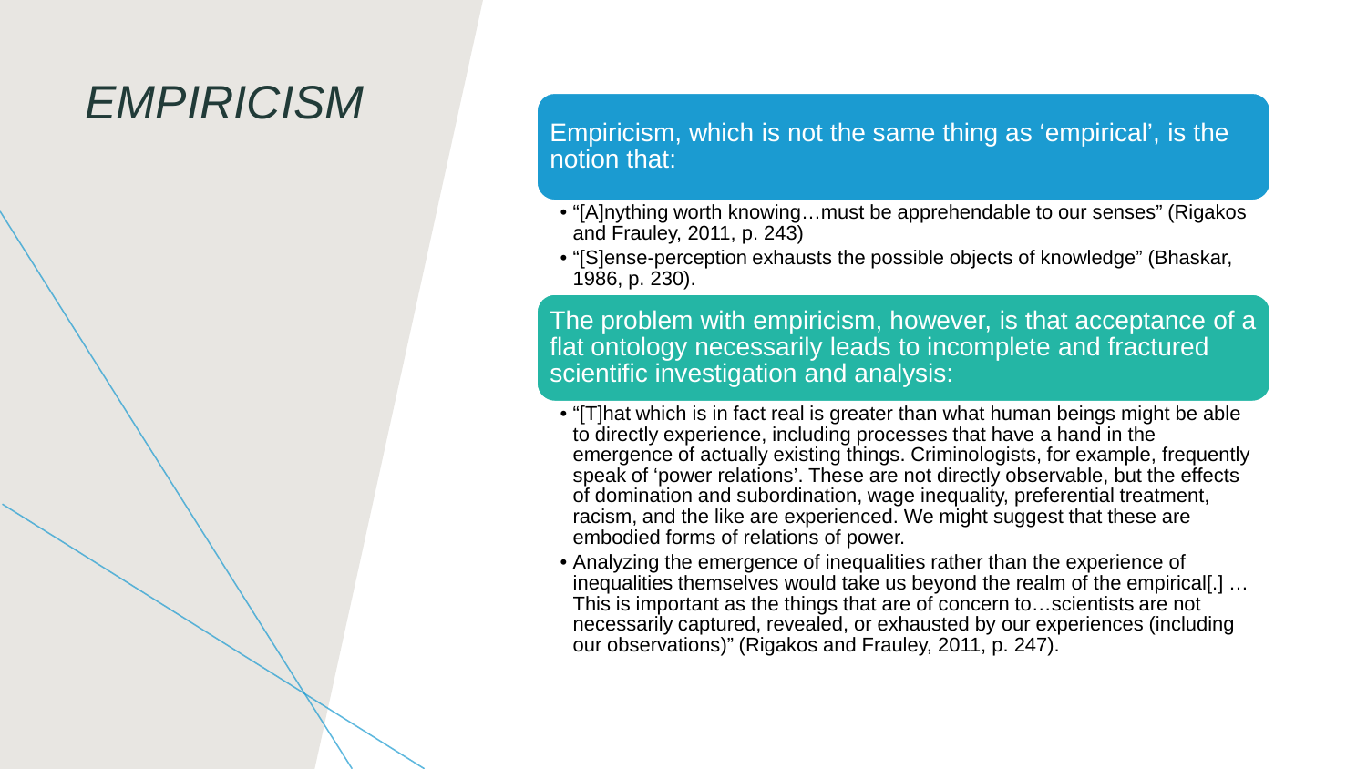# *EMPIRICISM*

Empiricism, which is not the same thing as 'empirical', is the notion that:

- "[A]nything worth knowing…must be apprehendable to our senses" (Rigakos and Frauley, 2011, p. 243)
- "[S]ense-perception exhausts the possible objects of knowledge" (Bhaskar, 1986, p. 230).

The problem with empiricism, however, is that acceptance of a flat ontology necessarily leads to incomplete and fractured scientific investigation and analysis:

- "[T]hat which is in fact real is greater than what human beings might be able to directly experience, including processes that have a hand in the emergence of actually existing things. Criminologists, for example, frequently speak of 'power relations'. These are not directly observable, but the effects of domination and subordination, wage inequality, preferential treatment, racism, and the like are experienced. We might suggest that these are embodied forms of relations of power.
- Analyzing the emergence of inequalities rather than the experience of inequalities themselves would take us beyond the realm of the empirical[.] … This is important as the things that are of concern to…scientists are not necessarily captured, revealed, or exhausted by our experiences (including our observations)" (Rigakos and Frauley, 2011, p. 247).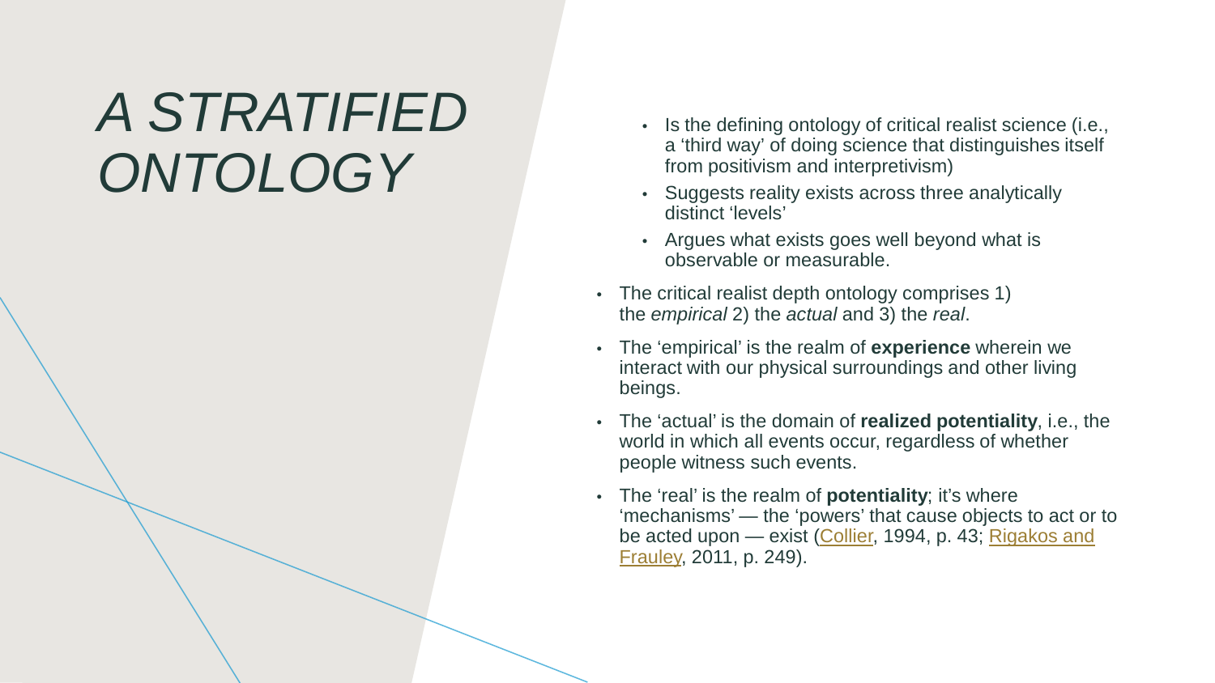# *A STRATIFIED ONTOLOGY*

- Is the defining ontology of critical realist science (i.e., a 'third way' of doing science that distinguishes itself from positivism and interpretivism)
- Suggests reality exists across three analytically distinct 'levels'
- Argues what exists goes well beyond what is observable or measurable.

- The critical realist depth ontology comprises 1) the *empirical* 2) the *actual* and 3) the *real*.
- The 'empirical' is the realm of **experience** wherein we interact with our physical surroundings and other living beings.
- The 'actual' is the domain of **realized potentiality**, i.e., the world in which all events occur, regardless of whether people witness such events.
- The 'real' is the realm of **potentiality**; it's where 'mechanisms' — the 'powers' that cause objects to act or to be acted upon — exist (Collier, 1994, p. 43; Rigakos and Frauley, 2011, p. 249).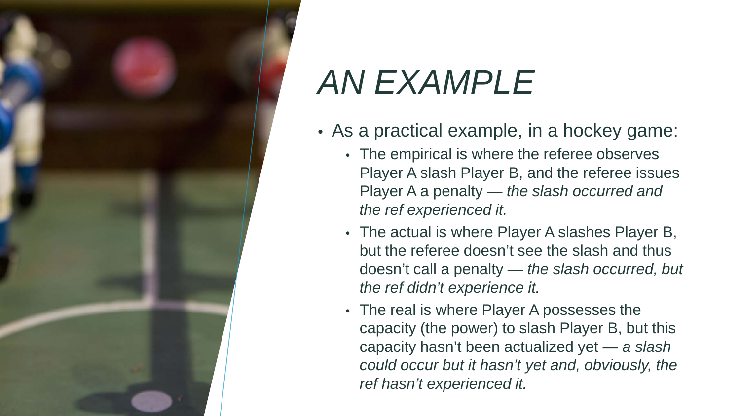# *AN EXAMPLE*

- As a practical example, in a hockey game:
  - The empirical is where the referee observes Player A slash Player B, and the referee issues Player A a penalty — *the slash occurred and the ref experienced it.*
  - The actual is where Player A slashes Player B, but the referee doesn't see the slash and thus doesn't call a penalty — *the slash occurred, but the ref didn't experience it.*
  - The real is where Player A possesses the capacity (the power) to slash Player B, but this capacity hasn't been actualized yet — *a slash could occur but it hasn't yet and, obviously, the ref hasn't experienced it.*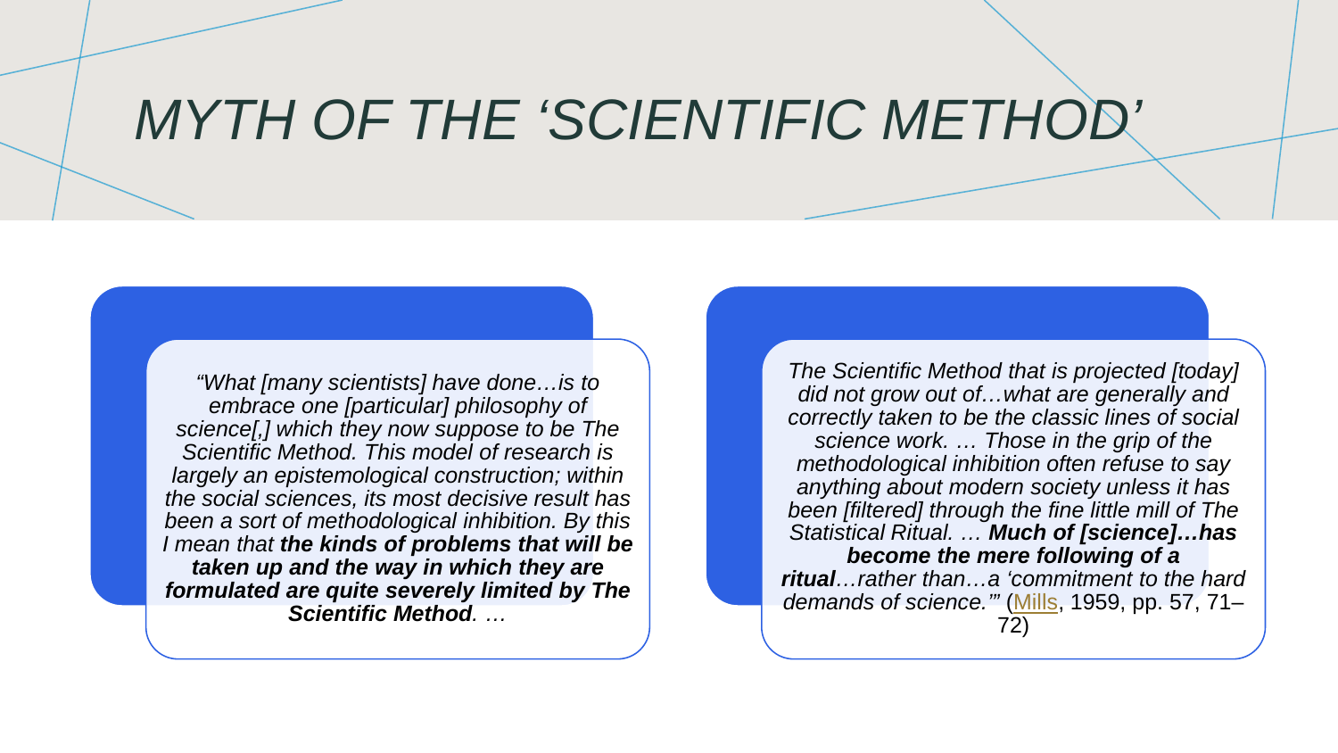# *MYTH OF THE ‘SCIENTIFIC METHOD’*

*“What [many scientists] have done…is to embrace one [particular] philosophy of science[,] which they now suppose to be The Scientific Method. This model of research is largely an epistemological construction; within the social sciences, its most decisive result has been a sort of methodological inhibition. By this I mean that* ***the kinds of problems that will be taken up and the way in which they are formulated are quite severely limited by The Scientific Method****. …*

*The Scientific Method that is projected [today] did not grow out of…what are generally and correctly taken to be the classic lines of social science work. … Those in the grip of the methodological inhibition often refuse to say anything about modern society unless it has been [filtered] through the fine little mill of The Statistical Ritual. …* ***Much of [science]…has become the mere following of a ritual****…rather than…a ‘commitment to the hard demands of science.’”* (Mills, 1959, pp. 57, 71–72)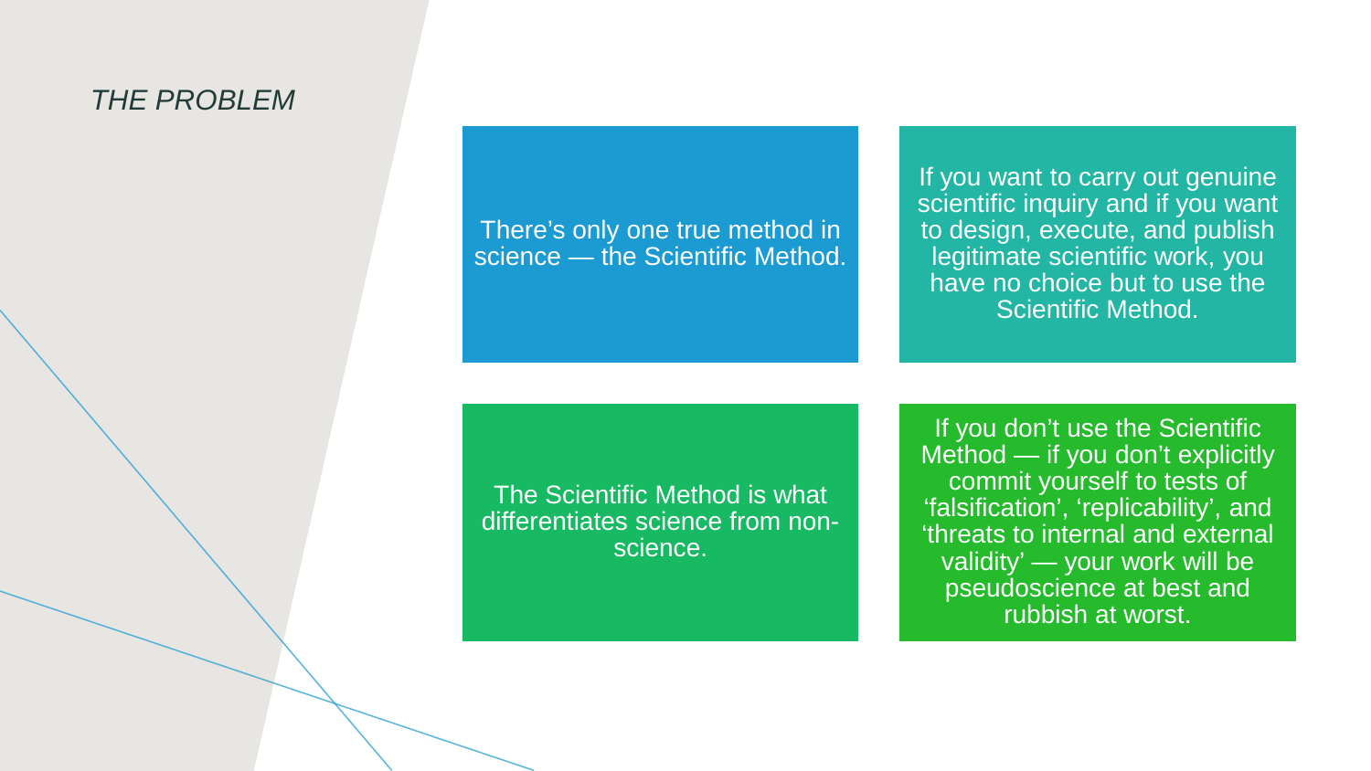## *THE PROBLEM*

There's only one true method in science — the Scientific Method.

If you want to carry out genuine scientific inquiry and if you want to design, execute, and publish legitimate scientific work, you have no choice but to use the Scientific Method.

The Scientific Method is what differentiates science from non-science.

If you don't use the Scientific Method — if you don't explicitly commit yourself to tests of 'falsification', 'replicability', and 'threats to internal and external validity' — your work will be pseudoscience at best and rubbish at worst.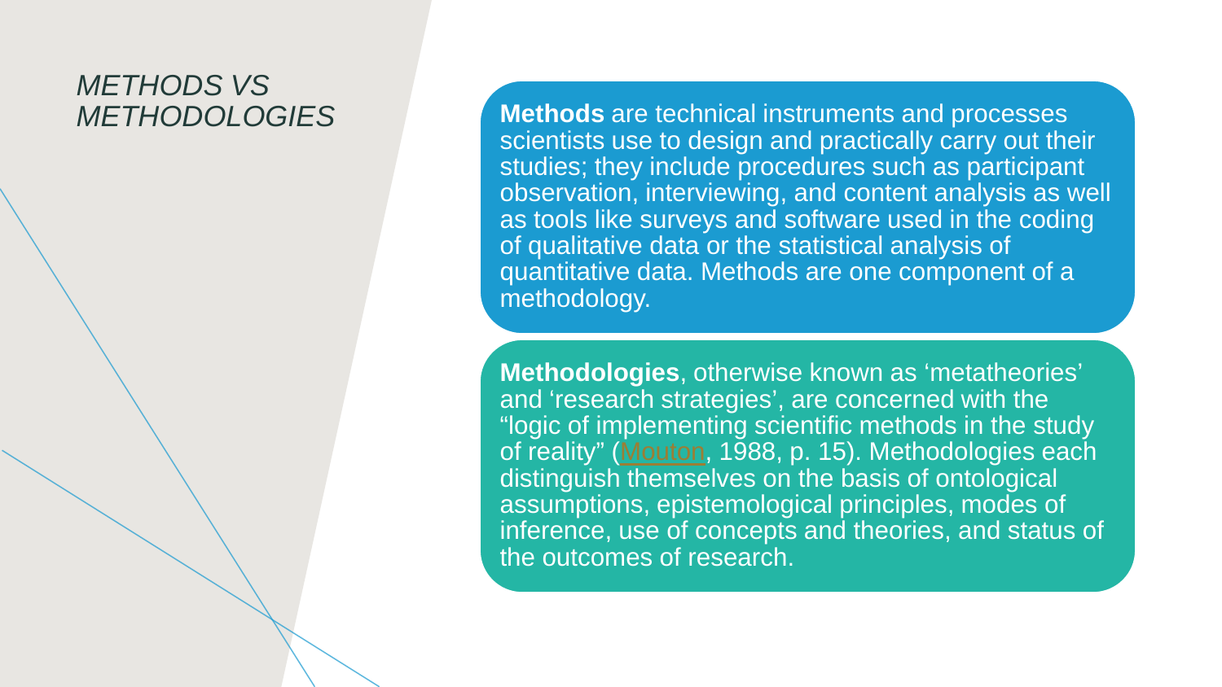## *METHODS VS METHODOLOGIES*

**Methods** are technical instruments and processes scientists use to design and practically carry out their studies; they include procedures such as participant observation, interviewing, and content analysis as well as tools like surveys and software used in the coding of qualitative data or the statistical analysis of quantitative data. Methods are one component of a methodology.

**Methodologies**, otherwise known as 'metatheories' and 'research strategies', are concerned with the "logic of implementing scientific methods in the study of reality" (Mouton, 1988, p. 15). Methodologies each distinguish themselves on the basis of ontological assumptions, epistemological principles, modes of inference, use of concepts and theories, and status of the outcomes of research.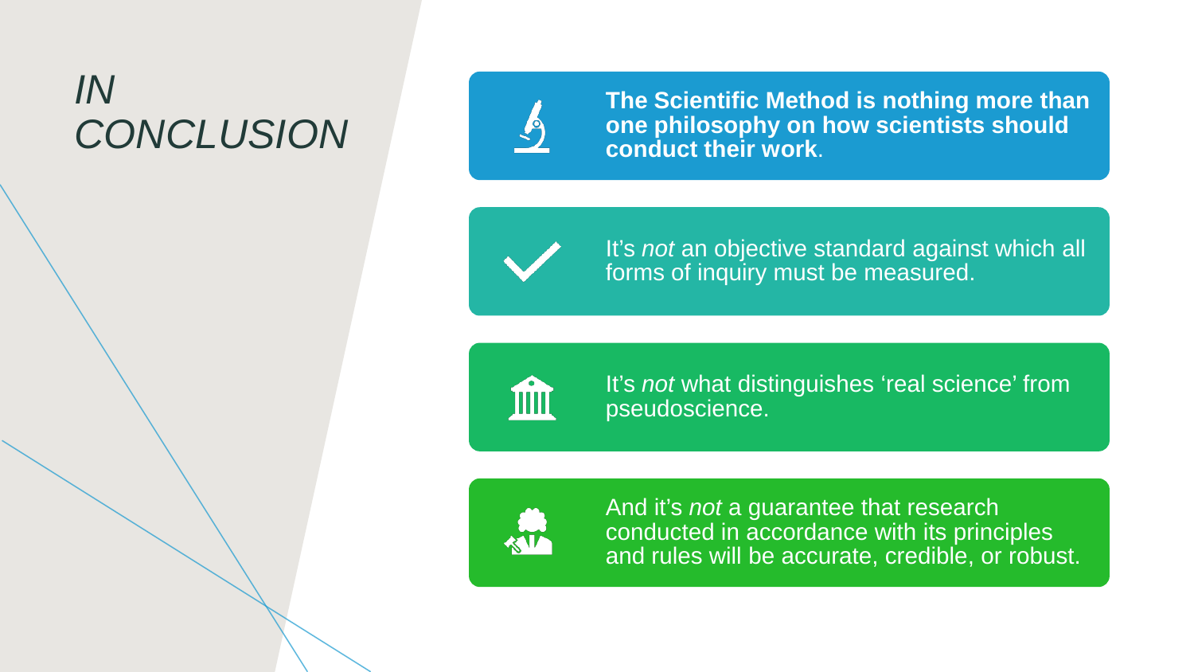# *IN CONCLUSION*

**The Scientific Method is nothing more than one philosophy on how scientists should conduct their work**.

It's *not* an objective standard against which all forms of inquiry must be measured.

It's *not* what distinguishes 'real science' from pseudoscience.

And it's *not* a guarantee that research conducted in accordance with its principles and rules will be accurate, credible, or robust.